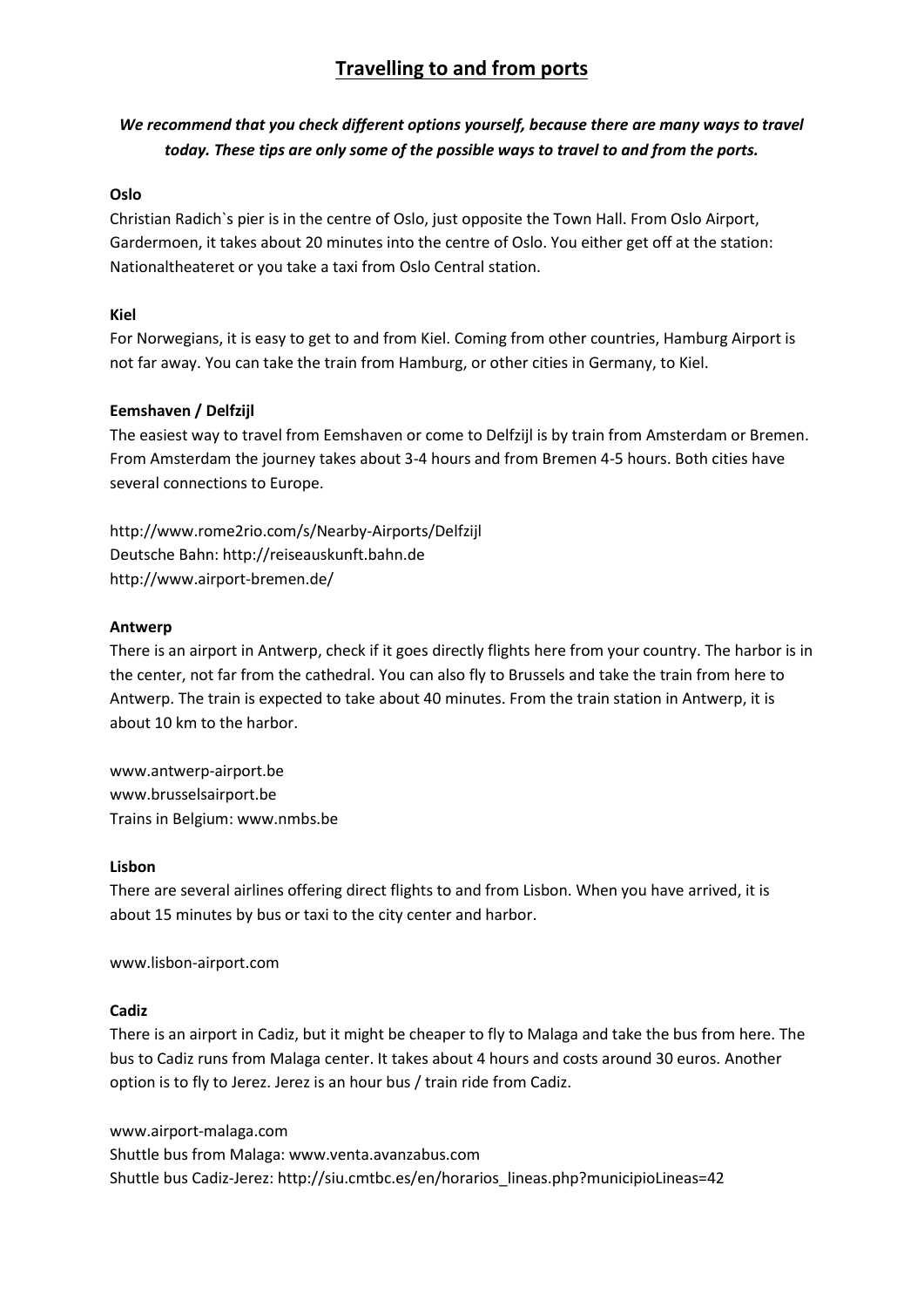# Travelling to and from ports

***We recommend that you check different options yourself, because there are many ways to travel today. These tips are only some of the possible ways to travel to and from the ports.***

**Oslo**

Christian Radich`s pier is in the centre of Oslo, just opposite the Town Hall. From Oslo Airport, Gardermoen, it takes about 20 minutes into the centre of Oslo. You either get off at the station: Nationaltheateret or you take a taxi from Oslo Central station.

**Kiel**

For Norwegians, it is easy to get to and from Kiel. Coming from other countries, Hamburg Airport is not far away. You can take the train from Hamburg, or other cities in Germany, to Kiel.

**Eemshaven / Delfzijl**

The easiest way to travel from Eemshaven or come to Delfzijl is by train from Amsterdam or Bremen. From Amsterdam the journey takes about 3-4 hours and from Bremen 4-5 hours. Both cities have several connections to Europe.

http://www.rome2rio.com/s/Nearby-Airports/Delfzijl
Deutsche Bahn: http://reiseauskunft.bahn.de
http://www.airport-bremen.de/

**Antwerp**

There is an airport in Antwerp, check if it goes directly flights here from your country. The harbor is in the center, not far from the cathedral. You can also fly to Brussels and take the train from here to Antwerp. The train is expected to take about 40 minutes. From the train station in Antwerp, it is about 10 km to the harbor.

www.antwerp-airport.be
www.brusselsairport.be
Trains in Belgium: www.nmbs.be

**Lisbon**

There are several airlines offering direct flights to and from Lisbon. When you have arrived, it is about 15 minutes by bus or taxi to the city center and harbor.

www.lisbon-airport.com

**Cadiz**

There is an airport in Cadiz, but it might be cheaper to fly to Malaga and take the bus from here. The bus to Cadiz runs from Malaga center. It takes about 4 hours and costs around 30 euros. Another option is to fly to Jerez. Jerez is an hour bus / train ride from Cadiz.

www.airport-malaga.com
Shuttle bus from Malaga: www.venta.avanzabus.com
Shuttle bus Cadiz-Jerez: http://siu.cmtbc.es/en/horarios_lineas.php?municipioLineas=42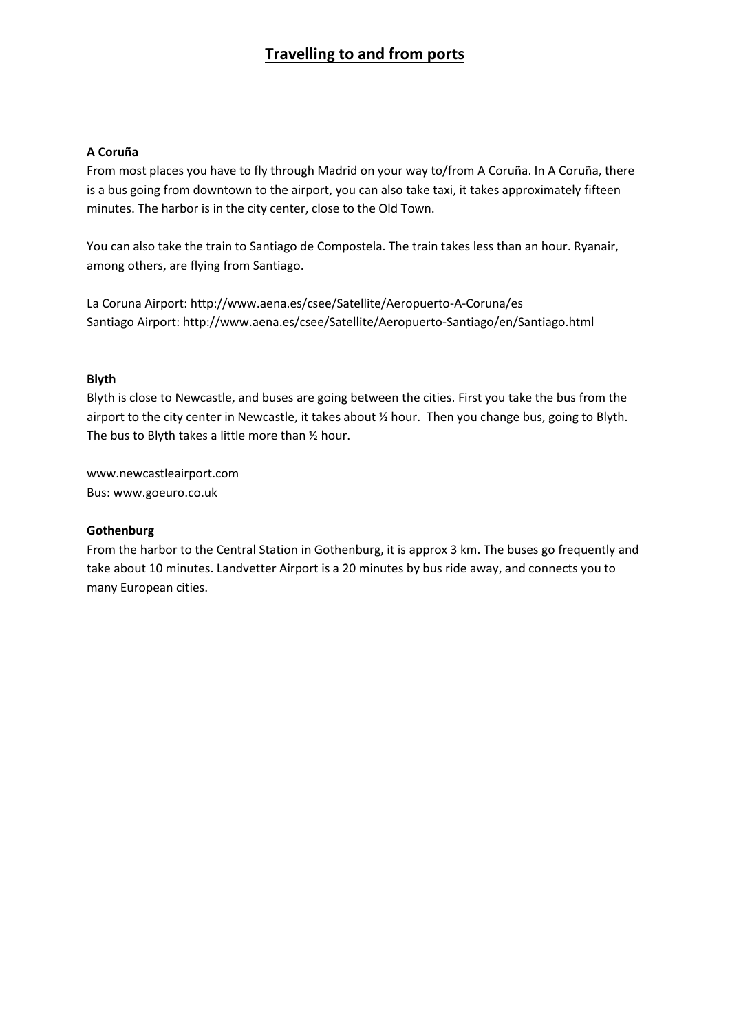# Travelling to and from ports

**A Coruña**

From most places you have to fly through Madrid on your way to/from A Coruña. In A Coruña, there is a bus going from downtown to the airport, you can also take taxi, it takes approximately fifteen minutes. The harbor is in the city center, close to the Old Town.

You can also take the train to Santiago de Compostela. The train takes less than an hour. Ryanair, among others, are flying from Santiago.

La Coruna Airport: http://www.aena.es/csee/Satellite/Aeropuerto-A-Coruna/es
Santiago Airport: http://www.aena.es/csee/Satellite/Aeropuerto-Santiago/en/Santiago.html

**Blyth**

Blyth is close to Newcastle, and buses are going between the cities. First you take the bus from the airport to the city center in Newcastle, it takes about ½ hour. Then you change bus, going to Blyth. The bus to Blyth takes a little more than ½ hour.

www.newcastleairport.com
Bus: www.goeuro.co.uk

**Gothenburg**

From the harbor to the Central Station in Gothenburg, it is approx 3 km. The buses go frequently and take about 10 minutes. Landvetter Airport is a 20 minutes by bus ride away, and connects you to many European cities.